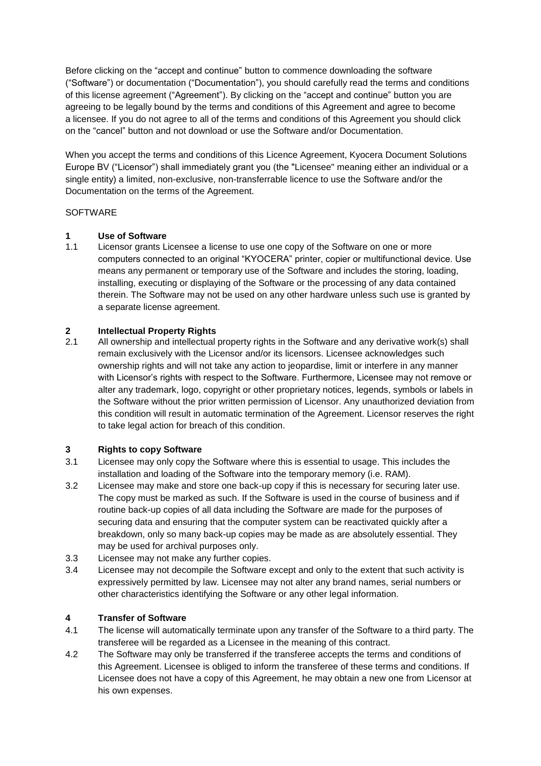Before clicking on the “accept and continue” button to commence downloading the software (“Software”) or documentation (“Documentation”), you should carefully read the terms and conditions of this license agreement (“Agreement”). By clicking on the “accept and continue” button you are agreeing to be legally bound by the terms and conditions of this Agreement and agree to become a licensee. If you do not agree to all of the terms and conditions of this Agreement you should click on the “cancel” button and not download or use the Software and/or Documentation.

When you accept the terms and conditions of this Licence Agreement, Kyocera Document Solutions Europe BV (“Licensor”) shall immediately grant you (the "Licensee" meaning either an individual or a single entity) a limited, non-exclusive, non-transferrable licence to use the Software and/or the Documentation on the terms of the Agreement.

SOFTWARE

**1 Use of Software**

1.1 Licensor grants Licensee a license to use one copy of the Software on one or more computers connected to an original “KYOCERA” printer, copier or multifunctional device. Use means any permanent or temporary use of the Software and includes the storing, loading, installing, executing or displaying of the Software or the processing of any data contained therein. The Software may not be used on any other hardware unless such use is granted by a separate license agreement.

**2 Intellectual Property Rights**

2.1 All ownership and intellectual property rights in the Software and any derivative work(s) shall remain exclusively with the Licensor and/or its licensors. Licensee acknowledges such ownership rights and will not take any action to jeopardise, limit or interfere in any manner with Licensor’s rights with respect to the Software. Furthermore, Licensee may not remove or alter any trademark, logo, copyright or other proprietary notices, legends, symbols or labels in the Software without the prior written permission of Licensor. Any unauthorized deviation from this condition will result in automatic termination of the Agreement. Licensor reserves the right to take legal action for breach of this condition.

**3 Rights to copy Software**

3.1 Licensee may only copy the Software where this is essential to usage. This includes the installation and loading of the Software into the temporary memory (i.e. RAM).

3.2 Licensee may make and store one back-up copy if this is necessary for securing later use. The copy must be marked as such. If the Software is used in the course of business and if routine back-up copies of all data including the Software are made for the purposes of securing data and ensuring that the computer system can be reactivated quickly after a breakdown, only so many back-up copies may be made as are absolutely essential. They may be used for archival purposes only.

3.3 Licensee may not make any further copies.

3.4 Licensee may not decompile the Software except and only to the extent that such activity is expressively permitted by law. Licensee may not alter any brand names, serial numbers or other characteristics identifying the Software or any other legal information.

**4 Transfer of Software**

4.1 The license will automatically terminate upon any transfer of the Software to a third party. The transferee will be regarded as a Licensee in the meaning of this contract.

4.2 The Software may only be transferred if the transferee accepts the terms and conditions of this Agreement. Licensee is obliged to inform the transferee of these terms and conditions. If Licensee does not have a copy of this Agreement, he may obtain a new one from Licensor at his own expenses.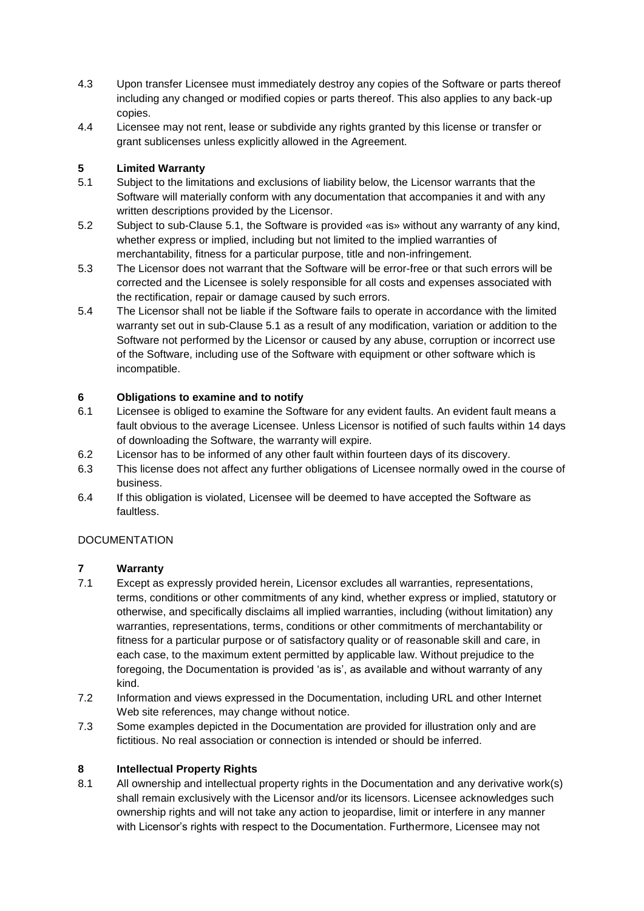4.3 Upon transfer Licensee must immediately destroy any copies of the Software or parts thereof including any changed or modified copies or parts thereof. This also applies to any back-up copies.

4.4 Licensee may not rent, lease or subdivide any rights granted by this license or transfer or grant sublicenses unless explicitly allowed in the Agreement.

## 5 Limited Warranty

5.1 Subject to the limitations and exclusions of liability below, the Licensor warrants that the Software will materially conform with any documentation that accompanies it and with any written descriptions provided by the Licensor.

5.2 Subject to sub-Clause 5.1, the Software is provided «as is» without any warranty of any kind, whether express or implied, including but not limited to the implied warranties of merchantability, fitness for a particular purpose, title and non-infringement.

5.3 The Licensor does not warrant that the Software will be error-free or that such errors will be corrected and the Licensee is solely responsible for all costs and expenses associated with the rectification, repair or damage caused by such errors.

5.4 The Licensor shall not be liable if the Software fails to operate in accordance with the limited warranty set out in sub-Clause 5.1 as a result of any modification, variation or addition to the Software not performed by the Licensor or caused by any abuse, corruption or incorrect use of the Software, including use of the Software with equipment or other software which is incompatible.

## 6 Obligations to examine and to notify

6.1 Licensee is obliged to examine the Software for any evident faults. An evident fault means a fault obvious to the average Licensee. Unless Licensor is notified of such faults within 14 days of downloading the Software, the warranty will expire.

6.2 Licensor has to be informed of any other fault within fourteen days of its discovery.

6.3 This license does not affect any further obligations of Licensee normally owed in the course of business.

6.4 If this obligation is violated, Licensee will be deemed to have accepted the Software as faultless.

DOCUMENTATION

## 7 Warranty

7.1 Except as expressly provided herein, Licensor excludes all warranties, representations, terms, conditions or other commitments of any kind, whether express or implied, statutory or otherwise, and specifically disclaims all implied warranties, including (without limitation) any warranties, representations, terms, conditions or other commitments of merchantability or fitness for a particular purpose or of satisfactory quality or of reasonable skill and care, in each case, to the maximum extent permitted by applicable law. Without prejudice to the foregoing, the Documentation is provided 'as is', as available and without warranty of any kind.

7.2 Information and views expressed in the Documentation, including URL and other Internet Web site references, may change without notice.

7.3 Some examples depicted in the Documentation are provided for illustration only and are fictitious. No real association or connection is intended or should be inferred.

## 8 Intellectual Property Rights

8.1 All ownership and intellectual property rights in the Documentation and any derivative work(s) shall remain exclusively with the Licensor and/or its licensors. Licensee acknowledges such ownership rights and will not take any action to jeopardise, limit or interfere in any manner with Licensor's rights with respect to the Documentation. Furthermore, Licensee may not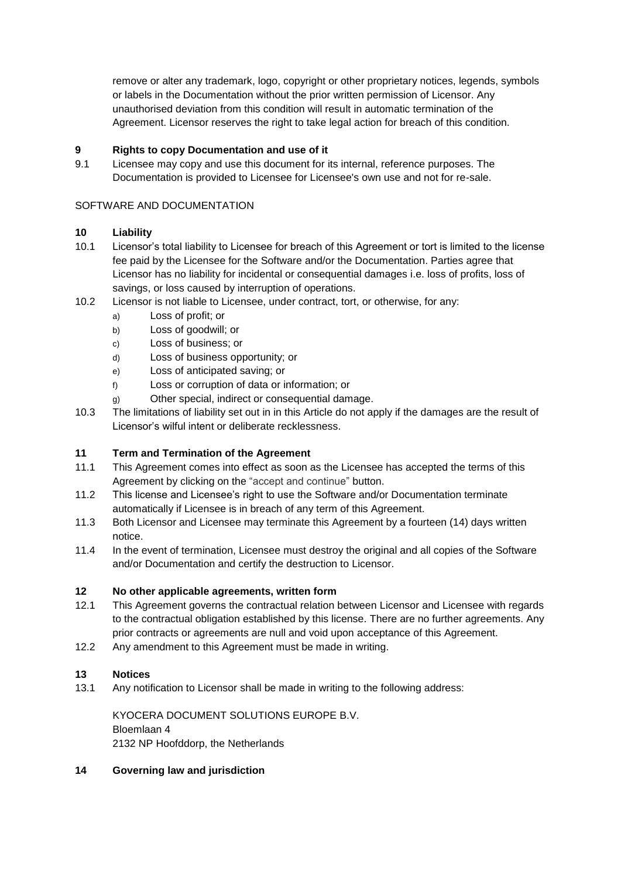remove or alter any trademark, logo, copyright or other proprietary notices, legends, symbols or labels in the Documentation without the prior written permission of Licensor. Any unauthorised deviation from this condition will result in automatic termination of the Agreement. Licensor reserves the right to take legal action for breach of this condition.

## 9 Rights to copy Documentation and use of it

9.1 Licensee may copy and use this document for its internal, reference purposes. The Documentation is provided to Licensee for Licensee's own use and not for re-sale.

SOFTWARE AND DOCUMENTATION

## 10 Liability

10.1 Licensor's total liability to Licensee for breach of this Agreement or tort is limited to the license fee paid by the Licensee for the Software and/or the Documentation. Parties agree that Licensor has no liability for incidental or consequential damages i.e. loss of profits, loss of savings, or loss caused by interruption of operations.

10.2 Licensor is not liable to Licensee, under contract, tort, or otherwise, for any:

a) Loss of profit; or
b) Loss of goodwill; or
c) Loss of business; or
d) Loss of business opportunity; or
e) Loss of anticipated saving; or
f) Loss or corruption of data or information; or
g) Other special, indirect or consequential damage.

10.3 The limitations of liability set out in in this Article do not apply if the damages are the result of Licensor's wilful intent or deliberate recklessness.

## 11 Term and Termination of the Agreement

11.1 This Agreement comes into effect as soon as the Licensee has accepted the terms of this Agreement by clicking on the "accept and continue" button.

11.2 This license and Licensee's right to use the Software and/or Documentation terminate automatically if Licensee is in breach of any term of this Agreement.

11.3 Both Licensor and Licensee may terminate this Agreement by a fourteen (14) days written notice.

11.4 In the event of termination, Licensee must destroy the original and all copies of the Software and/or Documentation and certify the destruction to Licensor.

## 12 No other applicable agreements, written form

12.1 This Agreement governs the contractual relation between Licensor and Licensee with regards to the contractual obligation established by this license. There are no further agreements. Any prior contracts or agreements are null and void upon acceptance of this Agreement.

12.2 Any amendment to this Agreement must be made in writing.

## 13 Notices

13.1 Any notification to Licensor shall be made in writing to the following address:

KYOCERA DOCUMENT SOLUTIONS EUROPE B.V.
Bloemlaan 4
2132 NP Hoofddorp, the Netherlands

## 14 Governing law and jurisdiction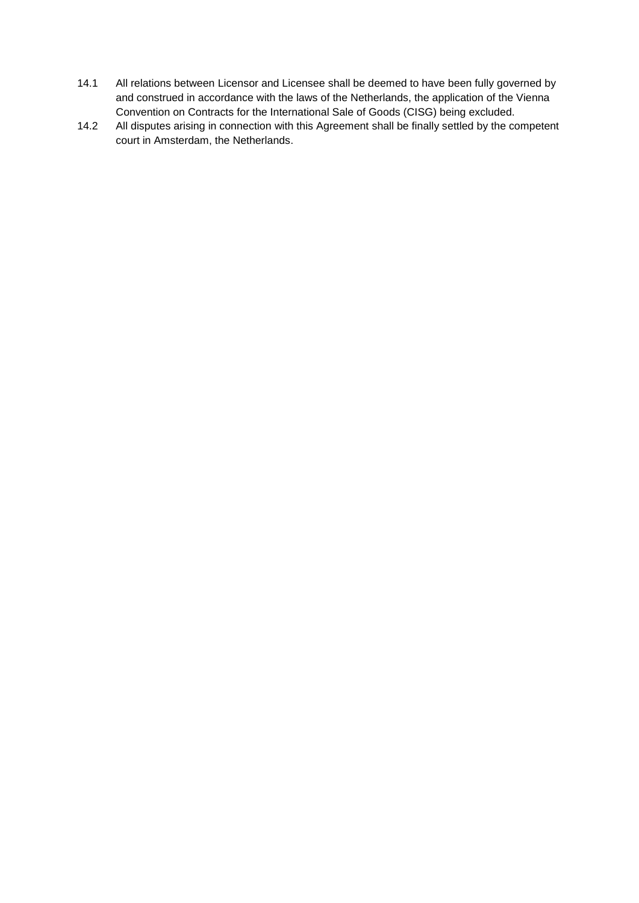14.1 All relations between Licensor and Licensee shall be deemed to have been fully governed by and construed in accordance with the laws of the Netherlands, the application of the Vienna Convention on Contracts for the International Sale of Goods (CISG) being excluded.

14.2 All disputes arising in connection with this Agreement shall be finally settled by the competent court in Amsterdam, the Netherlands.